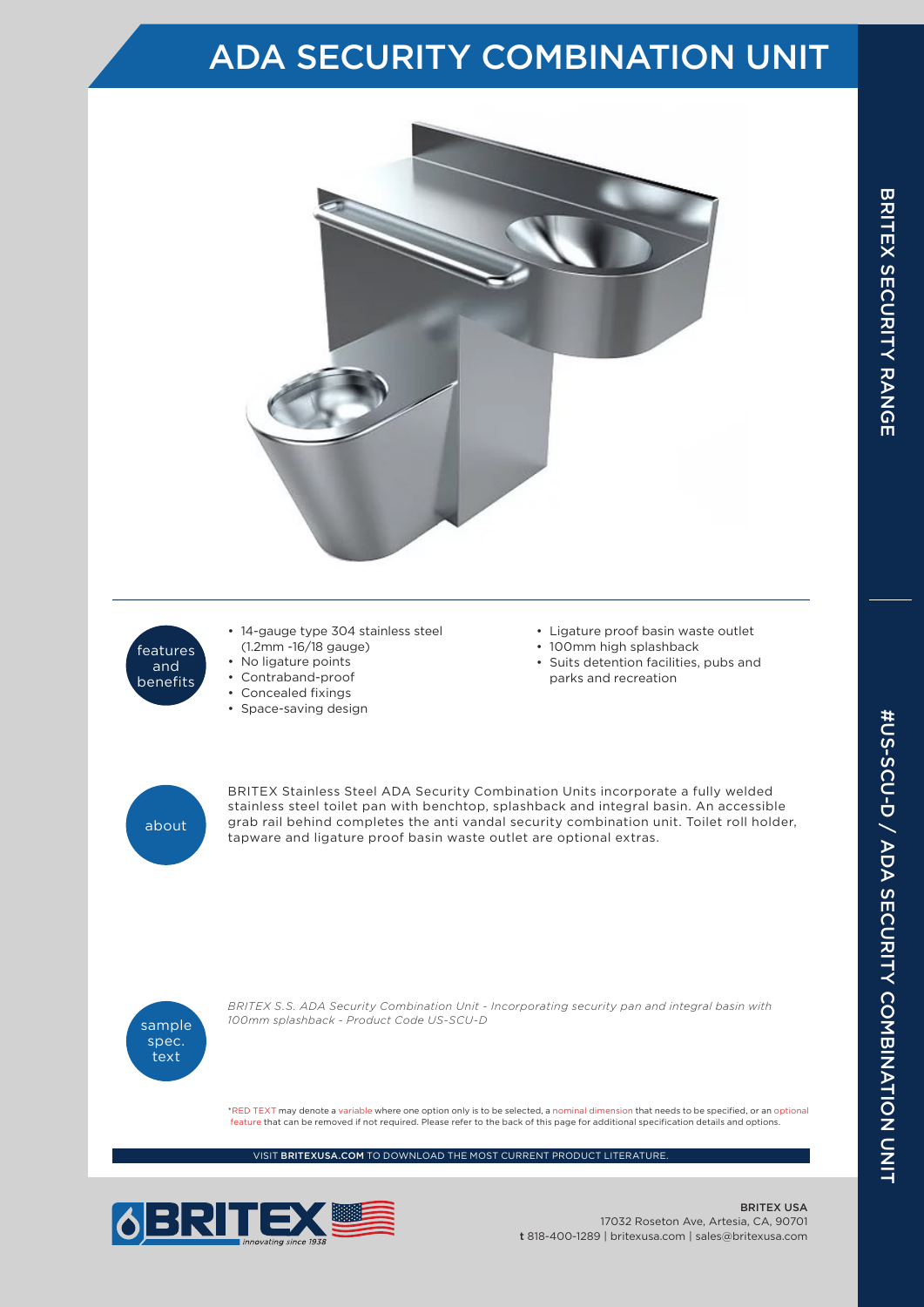# ADA SECURITY COMBINATION UNIT

## features and benefits

- 14-gauge type 304 stainless steel (1.2mm -16/18 gauge)
- No ligature points
- Contraband-proof
- Concealed fixings
- Space-saving design
- Ligature proof basin waste outlet
- 100mm high splashback
- Suits detention facilities, pubs and parks and recreation

## about

BRITEX Stainless Steel ADA Security Combination Units incorporate a fully welded stainless steel toilet pan with benchtop, splashback and integral basin. An accessible grab rail behind completes the anti vandal security combination unit. Toilet roll holder, tapware and ligature proof basin waste outlet are optional extras.

## sample spec. text

*BRITEX S.S. ADA Security Combination Unit - Incorporating security pan and integral basin with 100mm splashback - Product Code US-SCU-D*

*RED TEXT may denote a variable where one option only is to be selected, a nominal dimension that needs to be specified, or an optional feature that can be removed if not required. Please refer to the back of this page for additional specification details and options.

VISIT **BRITEXUSA.COM** TO DOWNLOAD THE MOST CURRENT PRODUCT LITERATURE.

BRITEX innovating since 1938

**BRITEX USA**
17032 Roseton Ave, Artesia, CA, 90701
**t** 818-400-1289 | britexusa.com | sales@britexusa.com

BRITEX SECURITY RANGE

#US-SCU-D / ADA SECURITY COMBINATION UNIT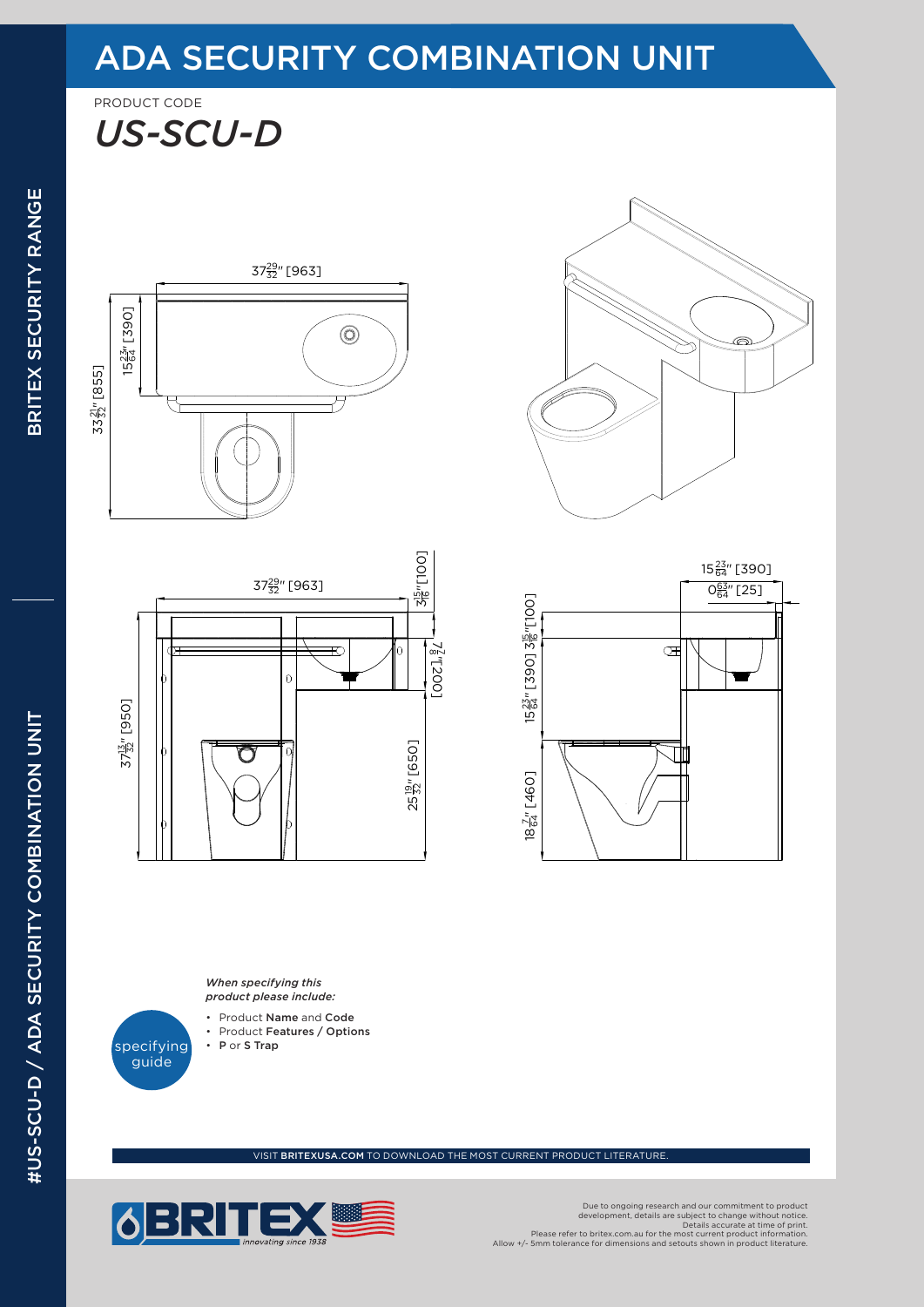# ADA SECURITY COMBINATION UNIT

PRODUCT CODE

*US-SCU-D*

37 29/32" [963]

15 23/64" [390]

33 21/32" [855]

37 29/32" [963]

3 15/16" [100]

7 7/8" [200]

37 13/32" [950]

25 19/32" [650]

15 23/64" [390]

0 63/64" [25]

3 15/16" [100]

15 23/64" [390]

18 7/64" [460]

specifying guide

*When specifying this product please include:*

- Product **Name** and **Code**
- Product **Features / Options**
- **P** or **S Trap**

VISIT **BRITEXUSA.COM** TO DOWNLOAD THE MOST CURRENT PRODUCT LITERATURE.

BRITEX innovating since 1938

Due to ongoing research and our commitment to product development, details are subject to change without notice. Details accurate at time of print. Please refer to britex.com.au for the most current product information. Allow +/- 5mm tolerance for dimensions and setouts shown in product literature.